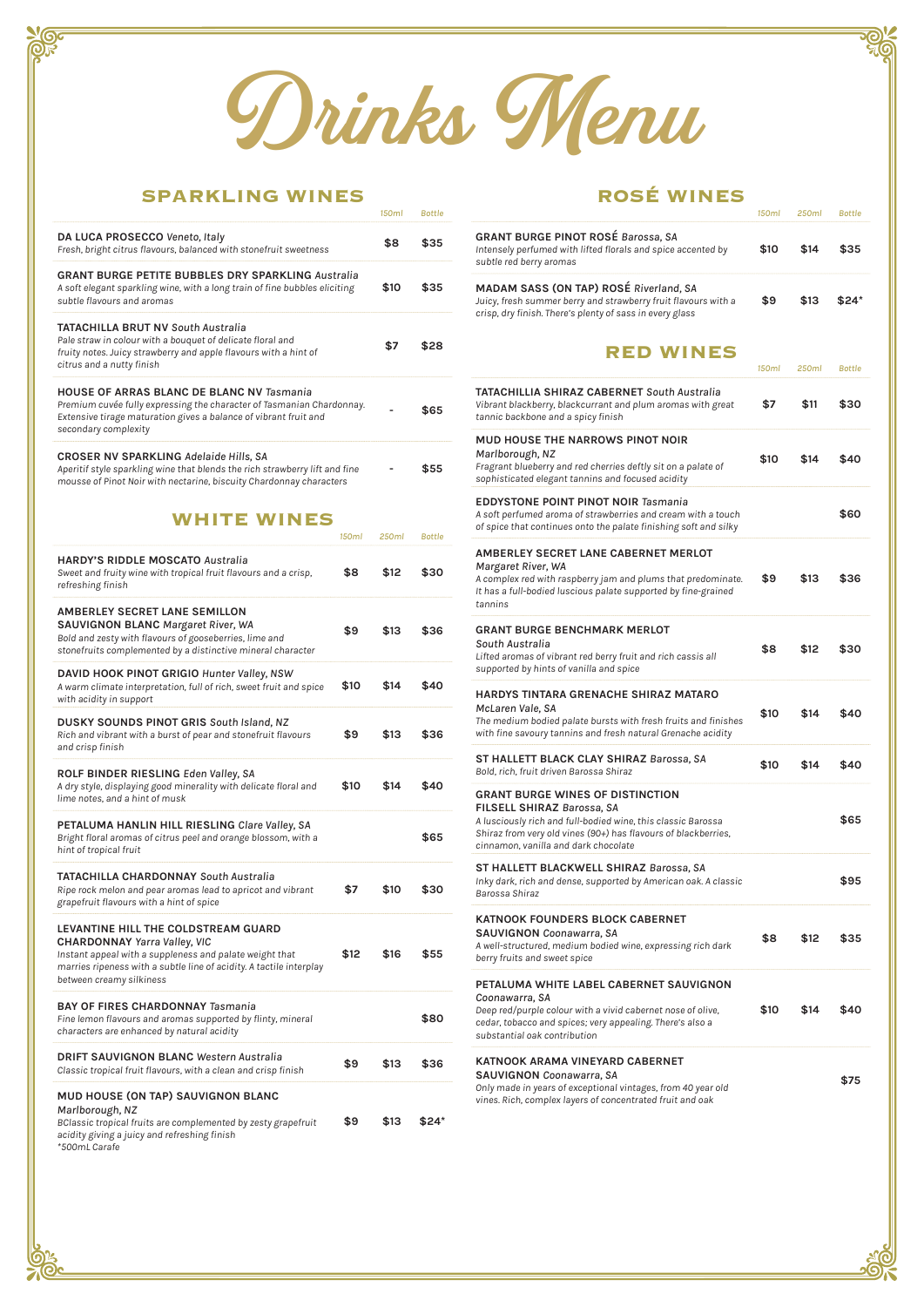# Drinks Menu

## SPARKLING WINES

| | 150ml | Bottle |
|---|---|---|
| **DA LUCA PROSECCO** *Veneto, Italy*<br>*Fresh, bright citrus flavours, balanced with stonefruit sweetness* | $8 | $35 |
| **GRANT BURGE PETITE BUBBLES DRY SPARKLING** *Australia*<br>*A soft elegant sparkling wine, with a long train of fine bubbles eliciting subtle flavours and aromas* | $10 | $35 |
| **TATACHILLA BRUT NV** *South Australia*<br>*Pale straw in colour with a bouquet of delicate floral and fruity notes. Juicy strawberry and apple flavours with a hint of citrus and a nutty finish* | $7 | $28 |
| **HOUSE OF ARRAS BLANC DE BLANC NV** *Tasmania*<br>*Premium cuvée fully expressing the character of Tasmanian Chardonnay. Extensive tirage maturation gives a balance of vibrant fruit and secondary complexity* | - | $65 |
| **CROSER NV SPARKLING** *Adelaide Hills, SA*<br>*Aperitif style sparkling wine that blends the rich strawberry lift and fine mousse of Pinot Noir with nectarine, biscuity Chardonnay characters* | - | $55 |

## WHITE WINES

| | 150ml | 250ml | Bottle |
|---|---|---|---|
| **HARDY'S RIDDLE MOSCATO** *Australia*<br>*Sweet and fruity wine with tropical fruit flavours and a crisp, refreshing finish* | $8 | $12 | $30 |
| **AMBERLEY SECRET LANE SEMILLON SAUVIGNON BLANC** *Margaret River, WA*<br>*Bold and zesty with flavours of gooseberries, lime and stonefruits complemented by a distinctive mineral character* | $9 | $13 | $36 |
| **DAVID HOOK PINOT GRIGIO** *Hunter Valley, NSW*<br>*A warm climate interpretation, full of rich, sweet fruit and spice with acidity in support* | $10 | $14 | $40 |
| **DUSKY SOUNDS PINOT GRIS** *South Island, NZ*<br>*Rich and vibrant with a burst of pear and stonefruit flavours and crisp finish* | $9 | $13 | $36 |
| **ROLF BINDER RIESLING** *Eden Valley, SA*<br>*A dry style, displaying good minerality with delicate floral and lime notes, and a hint of musk* | $10 | $14 | $40 |
| **PETALUMA HANLIN HILL RIESLING** *Clare Valley, SA*<br>*Bright floral aromas of citrus peel and orange blossom, with a hint of tropical fruit* | | | $65 |
| **TATACHILLA CHARDONNAY** *South Australia*<br>*Ripe rock melon and pear aromas lead to apricot and vibrant grapefruit flavours with a hint of spice* | $7 | $10 | $30 |
| **LEVANTINE HILL THE COLDSTREAM GUARD CHARDONNAY** *Yarra Valley, VIC*<br>*Instant appeal with a suppleness and palate weight that marries ripeness with a subtle line of acidity. A tactile interplay between creamy silkiness* | $12 | $16 | $55 |
| **BAY OF FIRES CHARDONNAY** *Tasmania*<br>*Fine lemon flavours and aromas supported by flinty, mineral characters are enhanced by natural acidity* | | | $80 |
| **DRIFT SAUVIGNON BLANC** *Western Australia*<br>*Classic tropical fruit flavours, with a clean and crisp finish* | $9 | $13 | $36 |
| **MUD HOUSE (ON TAP) SAUVIGNON BLANC** *Marlborough, NZ*<br>*BClassic tropical fruits are complemented by zesty grapefruit acidity giving a juicy and refreshing finish*<br>*\*500mL Carafe* | $9 | $13 | $24* |

## ROSÉ WINES

| | 150ml | 250ml | Bottle |
|---|---|---|---|
| **GRANT BURGE PINOT ROSÉ** *Barossa, SA*<br>*Intensely perfumed with lifted florals and spice accented by subtle red berry aromas* | $10 | $14 | $35 |
| **MADAM SASS (ON TAP) ROSÉ** *Riverland, SA*<br>*Juicy, fresh summer berry and strawberry fruit flavours with a crisp, dry finish. There's plenty of sass in every glass* | $9 | $13 | $24* |

## RED WINES

| | 150ml | 250ml | Bottle |
|---|---|---|---|
| **TATACHILLIA SHIRAZ CABERNET** *South Australia*<br>*Vibrant blackberry, blackcurrant and plum aromas with great tannic backbone and a spicy finish* | $7 | $11 | $30 |
| **MUD HOUSE THE NARROWS PINOT NOIR** *Marlborough, NZ*<br>*Fragrant blueberry and red cherries deftly sit on a palate of sophisticated elegant tannins and focused acidity* | $10 | $14 | $40 |
| **EDDYSTONE POINT PINOT NOIR** *Tasmania*<br>*A soft perfumed aroma of strawberries and cream with a touch of spice that continues onto the palate finishing soft and silky* | | | $60 |
| **AMBERLEY SECRET LANE CABERNET MERLOT** *Margaret River, WA*<br>*A complex red with raspberry jam and plums that predominate. It has a full-bodied luscious palate supported by fine-grained tannins* | $9 | $13 | $36 |
| **GRANT BURGE BENCHMARK MERLOT** *South Australia*<br>*Lifted aromas of vibrant red berry fruit and rich cassis all supported by hints of vanilla and spice* | $8 | $12 | $30 |
| **HARDYS TINTARA GRENACHE SHIRAZ MATARO** *McLaren Vale, SA*<br>*The medium bodied palate bursts with fresh fruits and finishes with fine savoury tannins and fresh natural Grenache acidity* | $10 | $14 | $40 |
| **ST HALLETT BLACK CLAY SHIRAZ** *Barossa, SA*<br>*Bold, rich, fruit driven Barossa Shiraz* | $10 | $14 | $40 |
| **GRANT BURGE WINES OF DISTINCTION FILSELL SHIRAZ** *Barossa, SA*<br>*A lusciously rich and full-bodied wine, this classic Barossa Shiraz from very old vines (90+) has flavours of blackberries, cinnamon, vanilla and dark chocolate* | | | $65 |
| **ST HALLETT BLACKWELL SHIRAZ** *Barossa, SA*<br>*Inky dark, rich and dense, supported by American oak. A classic Barossa Shiraz* | | | $95 |
| **KATNOOK FOUNDERS BLOCK CABERNET SAUVIGNON** *Coonawarra, SA*<br>*A well-structured, medium bodied wine, expressing rich dark berry fruits and sweet spice* | $8 | $12 | $35 |
| **PETALUMA WHITE LABEL CABERNET SAUVIGNON** *Coonawarra, SA*<br>*Deep red/purple colour with a vivid cabernet nose of olive, cedar, tobacco and spices; very appealing. There's also a substantial oak contribution* | $10 | $14 | $40 |
| **KATNOOK ARAMA VINEYARD CABERNET SAUVIGNON** *Coonawarra, SA*<br>*Only made in years of exceptional vintages, from 40 year old vines. Rich, complex layers of concentrated fruit and oak* | | | $75 |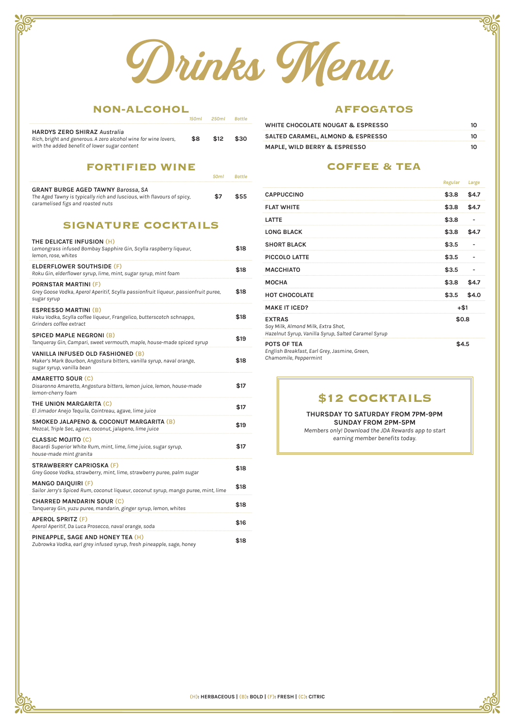# Drinks Menu

## NON-ALCOHOL

| | 150ml | 250ml | Bottle |
|---|---|---|---|
| **HARDYS ZERO SHIRAZ** *Australia*<br>*Rich, bright and generous. A zero alcohol wine for wine lovers, with the added benefit of lower sugar content* | $8 | $12 | $30 |

## FORTIFIED WINE

| | 50ml | Bottle |
|---|---|---|
| **GRANT BURGE AGED TAWNY** *Barossa, SA*<br>*The Aged Tawny is typically rich and luscious, with flavours of spicy, caramelised figs and roasted nuts* | $7 | $55 |

## SIGNATURE COCKTAILS

| | |
|---|---|
| **THE DELICATE INFUSION (H)**<br>*Lemongrass infused Bombay Sapphire Gin, Scylla raspberry liqueur, lemon, rose, whites* | $18 |
| **ELDERFLOWER SOUTHSIDE (F)**<br>*Roku Gin, elderflower syrup, lime, mint, sugar syrup, mint foam* | $18 |
| **PORNSTAR MARTINI (F)**<br>*Grey Goose Vodka, Aperol Aperitif, Scylla passionfruit liqueur, passionfruit puree, sugar syrup* | $18 |
| **ESPRESSO MARTINI (B)**<br>*Haku Vodka, Scylla coffee liqueur, Frangelico, butterscotch schnapps, Grinders coffee extract* | $18 |
| **SPICED MAPLE NEGRONI (B)**<br>*Tanqueray Gin, Campari, sweet vermouth, maple, house-made spiced syrup* | $19 |
| **VANILLA INFUSED OLD FASHIONED (B)**<br>*Maker's Mark Bourbon, Angostura bitters, vanilla syrup, naval orange, sugar syrup, vanilla bean* | $18 |
| **AMARETTO SOUR (C)**<br>*Disaronno Amaretto, Angostura bitters, lemon juice, lemon, house-made lemon-cherry foam* | $17 |
| **THE UNION MARGARITA (C)**<br>*El Jimador Anejo Tequila, Cointreau, agave, lime juice* | $17 |
| **SMOKED JALAPENO & COCONUT MARGARITA (B)**<br>*Mezcal, Triple Sec, agave, coconut, jalapeno, lime juice* | $19 |
| **CLASSIC MOJITO (C)**<br>*Bacardi Superior White Rum, mint, lime, lime juice, sugar syrup, house-made mint granita* | $17 |
| **STRAWBERRY CAPRIOSKA (F)**<br>*Grey Goose Vodka, strawberry, mint, lime, strawberry puree, palm sugar* | $18 |
| **MANGO DAIQUIRI (F)**<br>*Sailor Jerry's Spiced Rum, coconut liqueur, coconut syrup, mango puree, mint, lime* | $18 |
| **CHARRED MANDARIN SOUR (C)**<br>*Tanqueray Gin, yuzu puree, mandarin, ginger syrup, lemon, whites* | $18 |
| **APEROL SPRITZ (F)**<br>*Aperol Aperitif, Da Luca Prosecco, naval orange, soda* | $16 |
| **PINEAPPLE, SAGE AND HONEY TEA (H)**<br>*Zubrowka Vodka, earl grey infused syrup, fresh pineapple, sage, honey* | $18 |

## AFFOGATOS

| | |
|---|---|
| WHITE CHOCOLATE NOUGAT & ESPRESSO | 10 |
| SALTED CARAMEL, ALMOND & ESPRESSO | 10 |
| MAPLE, WILD BERRY & ESPRESSO | 10 |

## COFFEE & TEA

| | Regular | Large |
|---|---|---|
| CAPPUCCINO | $3.8 | $4.7 |
| FLAT WHITE | $3.8 | $4.7 |
| LATTE | $3.8 | - |
| LONG BLACK | $3.8 | $4.7 |
| SHORT BLACK | $3.5 | - |
| PICCOLO LATTE | $3.5 | - |
| MACCHIATO | $3.5 | - |
| MOCHA | $3.8 | $4.7 |
| HOT CHOCOLATE | $3.5 | $4.0 |
| MAKE IT ICED? | +$1 | |
| **EXTRAS**<br>*Soy Milk, Almond Milk, Extra Shot, Hazelnut Syrup, Vanilla Syrup, Salted Caramel Syrup* | $0.8 | |
| **POTS OF TEA**<br>*English Breakfast, Earl Grey, Jasmine, Green, Chamomile, Peppermint* | $4.5 | |

## $12 COCKTAILS

**THURSDAY TO SATURDAY FROM 7PM-9PM**
**SUNDAY FROM 2PM-5PM**

*Members only! Download the JDA Rewards app to start earning member benefits today.*

(H): HERBACEOUS | (B): BOLD | (F): FRESH | (C): CITRIC